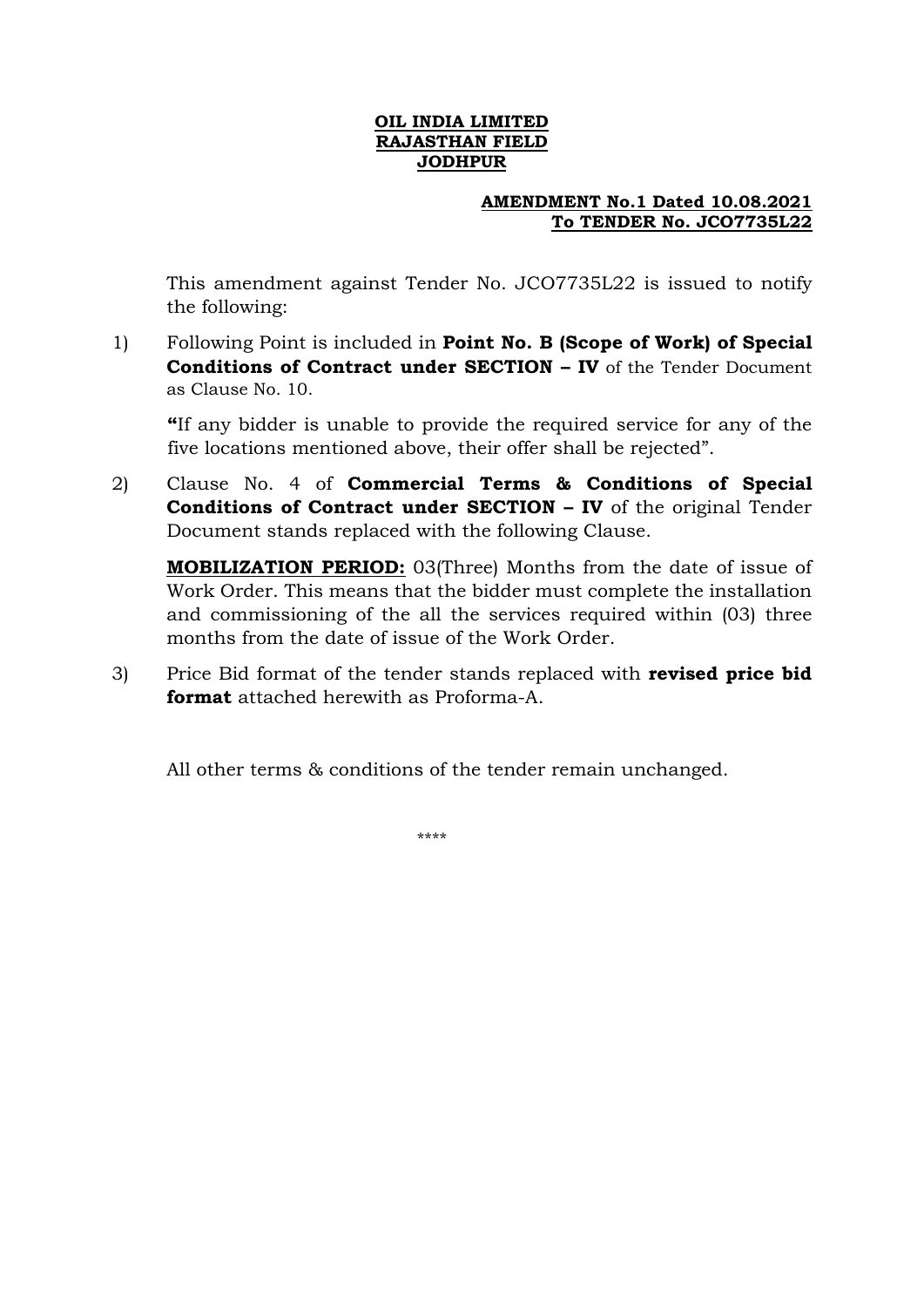**OIL INDIA LIMITED**
**RAJASTHAN FIELD**
**JODHPUR**

**AMENDMENT No.1 Dated 10.08.2021**
**To TENDER No. JCO7735L22**

This amendment against Tender No. JCO7735L22 is issued to notify the following:

1) Following Point is included in **Point No. B (Scope of Work) of Special Conditions of Contract under SECTION – IV** of the Tender Document as Clause No. 10.

   **"**If any bidder is unable to provide the required service for any of the five locations mentioned above, their offer shall be rejected".

2) Clause No. 4 of **Commercial Terms & Conditions of Special Conditions of Contract under SECTION – IV** of the original Tender Document stands replaced with the following Clause.

   **MOBILIZATION PERIOD:** 03(Three) Months from the date of issue of Work Order. This means that the bidder must complete the installation and commissioning of the all the services required within (03) three months from the date of issue of the Work Order.

3) Price Bid format of the tender stands replaced with **revised price bid format** attached herewith as Proforma-A.

All other terms & conditions of the tender remain unchanged.

\*\*\*\*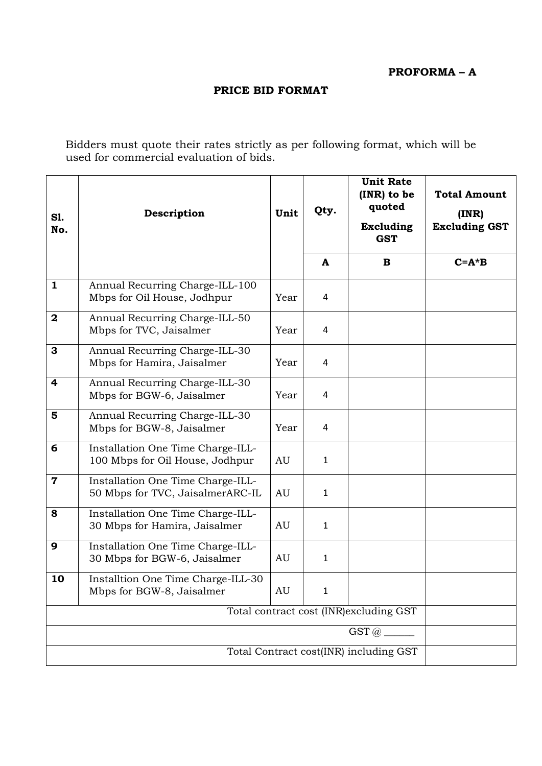**PROFORMA – A**

**PRICE BID FORMAT**

Bidders must quote their rates strictly as per following format, which will be used for commercial evaluation of bids.

| Sl. No. | Description | Unit | Qty. | Unit Rate (INR) to be quoted Excluding GST | Total Amount (INR) Excluding GST |
|---|---|---|---|---|---|
| | | | A | B | C=A*B |
| 1 | Annual Recurring Charge-ILL-100 Mbps for Oil House, Jodhpur | Year | 4 | | |
| 2 | Annual Recurring Charge-ILL-50 Mbps for TVC, Jaisalmer | Year | 4 | | |
| 3 | Annual Recurring Charge-ILL-30 Mbps for Hamira, Jaisalmer | Year | 4 | | |
| 4 | Annual Recurring Charge-ILL-30 Mbps for BGW-6, Jaisalmer | Year | 4 | | |
| 5 | Annual Recurring Charge-ILL-30 Mbps for BGW-8, Jaisalmer | Year | 4 | | |
| 6 | Installation One Time Charge-ILL-100 Mbps for Oil House, Jodhpur | AU | 1 | | |
| 7 | Installation One Time Charge-ILL-50 Mbps for TVC, JaisalmerARC-IL | AU | 1 | | |
| 8 | Installation One Time Charge-ILL-30 Mbps for Hamira, Jaisalmer | AU | 1 | | |
| 9 | Installation One Time Charge-ILL-30 Mbps for BGW-6, Jaisalmer | AU | 1 | | |
| 10 | Installtion One Time Charge-ILL-30 Mbps for BGW-8, Jaisalmer | AU | 1 | | |
| Total contract cost (INR)excluding GST | | | | | |
| GST @ ______ | | | | | |
| Total Contract cost(INR) including GST | | | | | |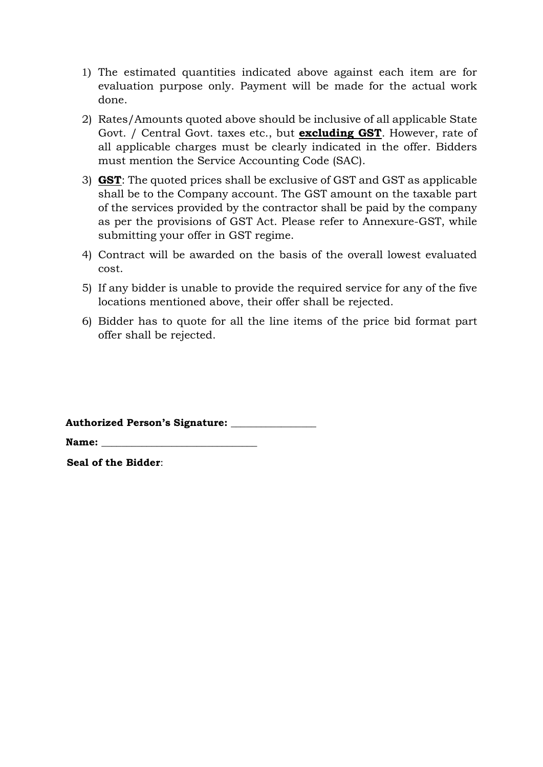1) The estimated quantities indicated above against each item are for evaluation purpose only. Payment will be made for the actual work done.
2) Rates/Amounts quoted above should be inclusive of all applicable State Govt. / Central Govt. taxes etc., but **excluding GST**. However, rate of all applicable charges must be clearly indicated in the offer. Bidders must mention the Service Accounting Code (SAC).
3) **GST**: The quoted prices shall be exclusive of GST and GST as applicable shall be to the Company account. The GST amount on the taxable part of the services provided by the contractor shall be paid by the company as per the provisions of GST Act. Please refer to Annexure-GST, while submitting your offer in GST regime.
4) Contract will be awarded on the basis of the overall lowest evaluated cost.
5) If any bidder is unable to provide the required service for any of the five locations mentioned above, their offer shall be rejected.
6) Bidder has to quote for all the line items of the price bid format part offer shall be rejected.

**Authorized Person's Signature:** ________________

**Name:** ______________________________

**Seal of the Bidder**: